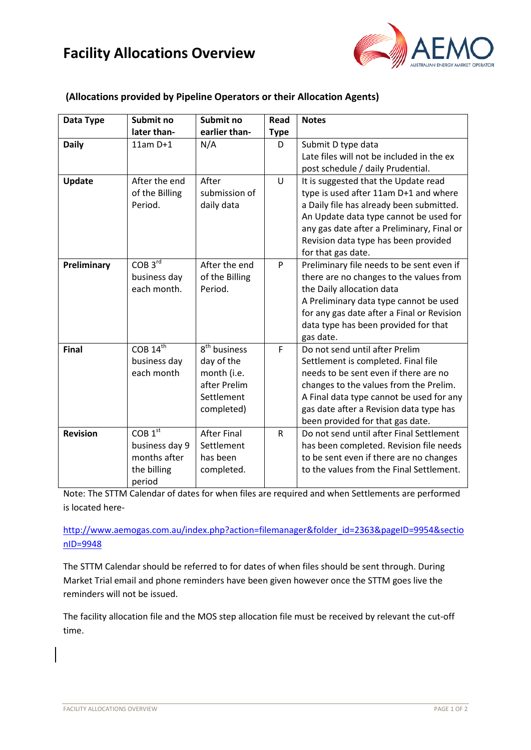# Facility Allocations Overview

**(Allocations provided by Pipeline Operators or their Allocation Agents)**

| Data Type | Submit no later than- | Submit no earlier than- | Read Type | Notes |
|---|---|---|---|---|
| **Daily** | 11am D+1 | N/A | D | Submit D type data<br>Late files will not be included in the ex post schedule / daily Prudential. |
| **Update** | After the end of the Billing Period. | After submission of daily data | U | It is suggested that the Update read type is used after 11am D+1 and where a Daily file has already been submitted. An Update data type cannot be used for any gas date after a Preliminary, Final or Revision data type has been provided for that gas date. |
| **Preliminary** | COB 3rd business day each month. | After the end of the Billing Period. | P | Preliminary file needs to be sent even if there are no changes to the values from the Daily allocation data<br>A Preliminary data type cannot be used for any gas date after a Final or Revision data type has been provided for that gas date. |
| **Final** | COB 14th business day each month | 8th business day of the month (i.e. after Prelim Settlement completed) | F | Do not send until after Prelim Settlement is completed. Final file needs to be sent even if there are no changes to the values from the Prelim. A Final data type cannot be used for any gas date after a Revision data type has been provided for that gas date. |
| **Revision** | COB 1st business day 9 months after the billing period | After Final Settlement has been completed. | R | Do not send until after Final Settlement has been completed. Revision file needs to be sent even if there are no changes to the values from the Final Settlement. |

Note: The STTM Calendar of dates for when files are required and when Settlements are performed is located here-

http://www.aemogas.com.au/index.php?action=filemanager&folder_id=2363&pageID=9954&sectionID=9948

The STTM Calendar should be referred to for dates of when files should be sent through. During Market Trial email and phone reminders have been given however once the STTM goes live the reminders will not be issued.

The facility allocation file and the MOS step allocation file must be received by relevant the cut-off time.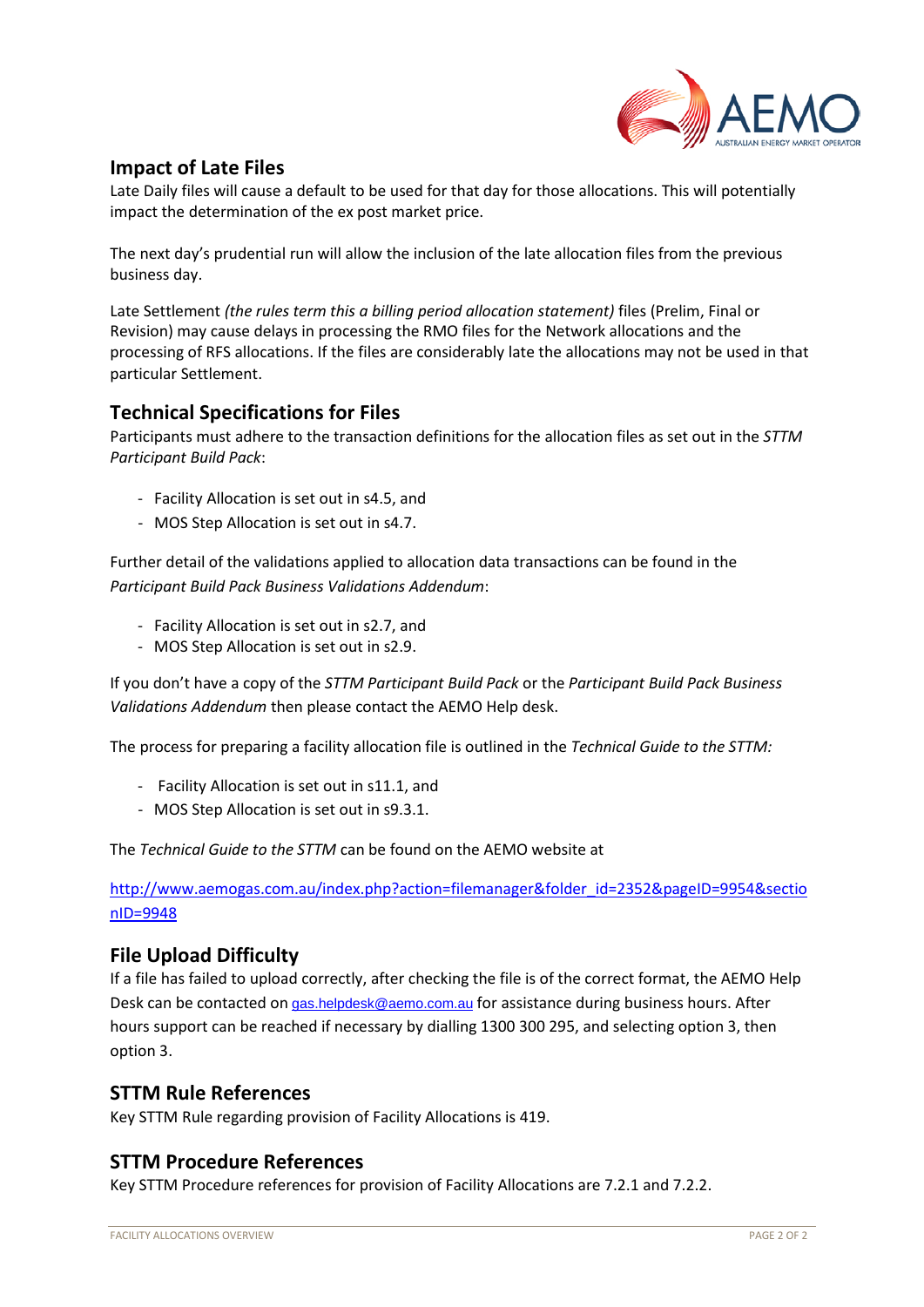## Impact of Late Files

Late Daily files will cause a default to be used for that day for those allocations. This will potentially impact the determination of the ex post market price.

The next day's prudential run will allow the inclusion of the late allocation files from the previous business day.

Late Settlement *(the rules term this a billing period allocation statement)* files (Prelim, Final or Revision) may cause delays in processing the RMO files for the Network allocations and the processing of RFS allocations. If the files are considerably late the allocations may not be used in that particular Settlement.

## Technical Specifications for Files

Participants must adhere to the transaction definitions for the allocation files as set out in the *STTM Participant Build Pack*:

- Facility Allocation is set out in s4.5, and
- MOS Step Allocation is set out in s4.7.

Further detail of the validations applied to allocation data transactions can be found in the *Participant Build Pack Business Validations Addendum*:

- Facility Allocation is set out in s2.7, and
- MOS Step Allocation is set out in s2.9.

If you don't have a copy of the *STTM Participant Build Pack* or the *Participant Build Pack Business Validations Addendum* then please contact the AEMO Help desk.

The process for preparing a facility allocation file is outlined in the *Technical Guide to the STTM:*

- Facility Allocation is set out in s11.1, and
- MOS Step Allocation is set out in s9.3.1.

The *Technical Guide to the STTM* can be found on the AEMO website at

http://www.aemogas.com.au/index.php?action=filemanager&folder_id=2352&pageID=9954&sectionID=9948

## File Upload Difficulty

If a file has failed to upload correctly, after checking the file is of the correct format, the AEMO Help Desk can be contacted on gas.helpdesk@aemo.com.au for assistance during business hours. After hours support can be reached if necessary by dialling 1300 300 295, and selecting option 3, then option 3.

## STTM Rule References

Key STTM Rule regarding provision of Facility Allocations is 419.

## STTM Procedure References

Key STTM Procedure references for provision of Facility Allocations are 7.2.1 and 7.2.2.